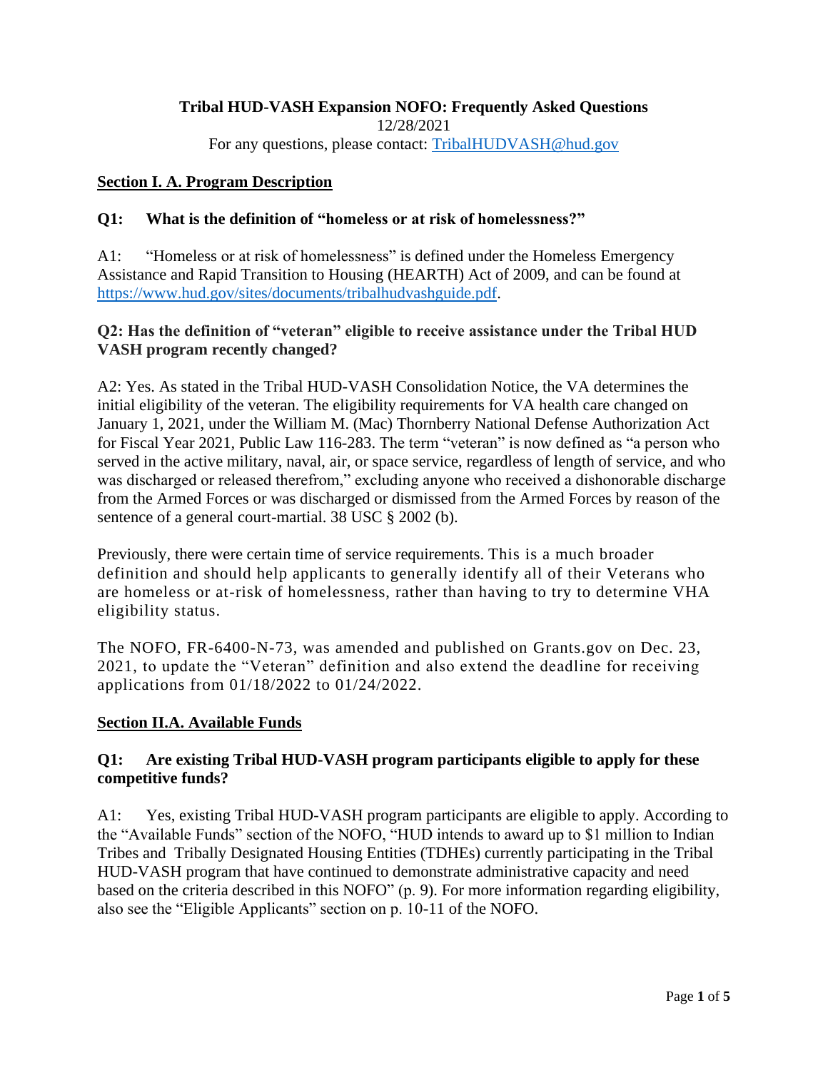# Tribal HUD-VASH Expansion NOFO: Frequently Asked Questions

12/28/2021

For any questions, please contact: [TribalHUDVASH@hud.gov](mailto:TribalHUDVASH@hud.gov)

## Section I. A. Program Description

### Q1: What is the definition of "homeless or at risk of homelessness?"

A1: "Homeless or at risk of homelessness" is defined under the Homeless Emergency Assistance and Rapid Transition to Housing (HEARTH) Act of 2009, and can be found at [https://www.hud.gov/sites/documents/tribalhudvashguide.pdf](https://www.hud.gov/sites/documents/tribalhudvashguide.pdf).

### Q2: Has the definition of "veteran" eligible to receive assistance under the Tribal HUD VASH program recently changed?

A2: Yes. As stated in the Tribal HUD-VASH Consolidation Notice, the VA determines the initial eligibility of the veteran. The eligibility requirements for VA health care changed on January 1, 2021, under the William M. (Mac) Thornberry National Defense Authorization Act for Fiscal Year 2021, Public Law 116-283. The term "veteran" is now defined as "a person who served in the active military, naval, air, or space service, regardless of length of service, and who was discharged or released therefrom," excluding anyone who received a dishonorable discharge from the Armed Forces or was discharged or dismissed from the Armed Forces by reason of the sentence of a general court-martial. 38 USC § 2002 (b).

Previously, there were certain time of service requirements. This is a much broader definition and should help applicants to generally identify all of their Veterans who are homeless or at-risk of homelessness, rather than having to try to determine VHA eligibility status.

The NOFO, FR-6400-N-73, was amended and published on Grants.gov on Dec. 23, 2021, to update the "Veteran" definition and also extend the deadline for receiving applications from 01/18/2022 to 01/24/2022.

## Section II.A. Available Funds

### Q1: Are existing Tribal HUD-VASH program participants eligible to apply for these competitive funds?

A1: Yes, existing Tribal HUD-VASH program participants are eligible to apply. According to the "Available Funds" section of the NOFO, "HUD intends to award up to $1 million to Indian Tribes and Tribally Designated Housing Entities (TDHEs) currently participating in the Tribal HUD-VASH program that have continued to demonstrate administrative capacity and need based on the criteria described in this NOFO" (p. 9). For more information regarding eligibility, also see the "Eligible Applicants" section on p. 10-11 of the NOFO.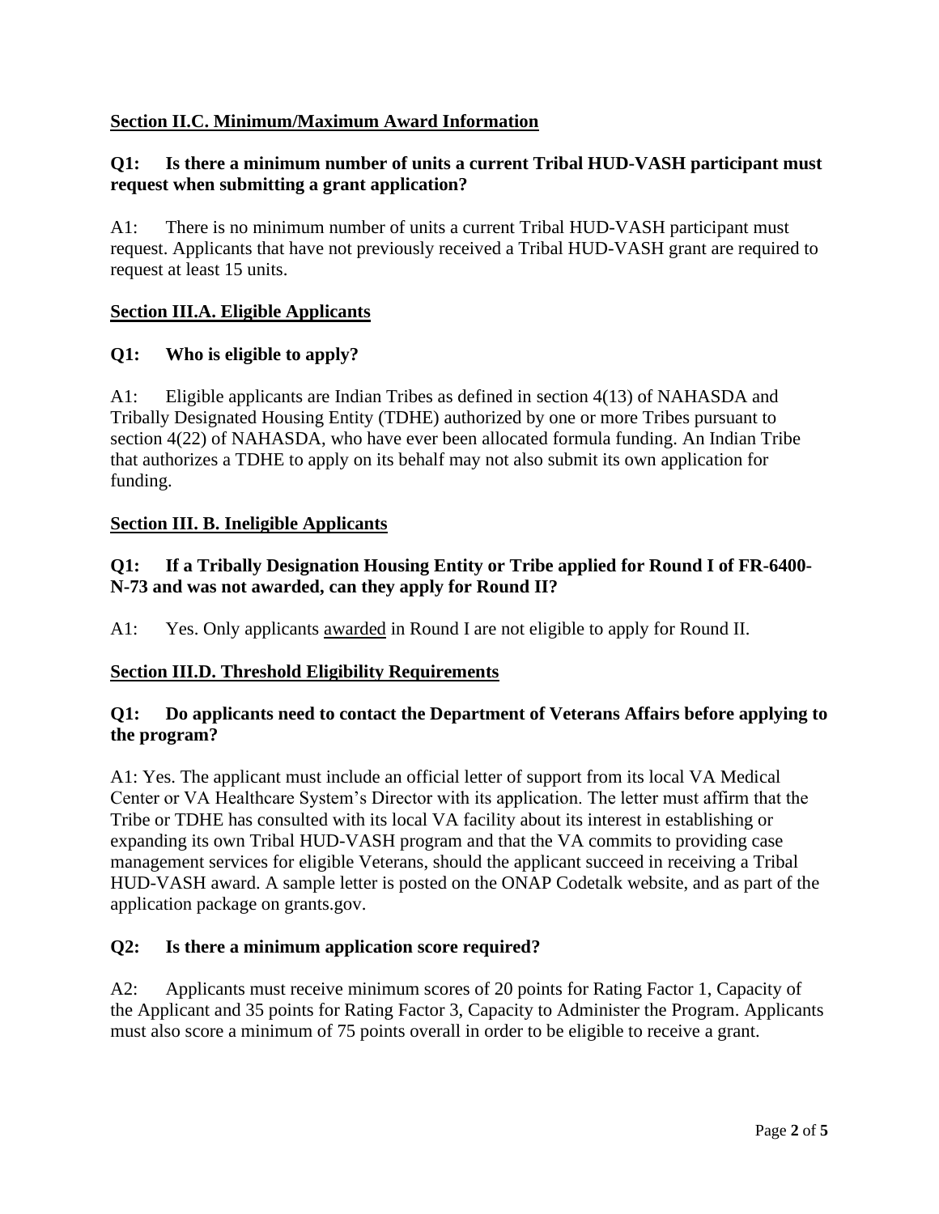## Section II.C. Minimum/Maximum Award Information

**Q1: Is there a minimum number of units a current Tribal HUD-VASH participant must request when submitting a grant application?**

A1: There is no minimum number of units a current Tribal HUD-VASH participant must request. Applicants that have not previously received a Tribal HUD-VASH grant are required to request at least 15 units.

## Section III.A. Eligible Applicants

**Q1: Who is eligible to apply?**

A1: Eligible applicants are Indian Tribes as defined in section 4(13) of NAHASDA and Tribally Designated Housing Entity (TDHE) authorized by one or more Tribes pursuant to section 4(22) of NAHASDA, who have ever been allocated formula funding. An Indian Tribe that authorizes a TDHE to apply on its behalf may not also submit its own application for funding.

## Section III. B. Ineligible Applicants

**Q1: If a Tribally Designation Housing Entity or Tribe applied for Round I of FR-6400-N-73 and was not awarded, can they apply for Round II?**

A1: Yes. Only applicants awarded in Round I are not eligible to apply for Round II.

## Section III.D. Threshold Eligibility Requirements

**Q1: Do applicants need to contact the Department of Veterans Affairs before applying to the program?**

A1: Yes. The applicant must include an official letter of support from its local VA Medical Center or VA Healthcare System's Director with its application. The letter must affirm that the Tribe or TDHE has consulted with its local VA facility about its interest in establishing or expanding its own Tribal HUD-VASH program and that the VA commits to providing case management services for eligible Veterans, should the applicant succeed in receiving a Tribal HUD-VASH award. A sample letter is posted on the ONAP Codetalk website, and as part of the application package on grants.gov.

**Q2: Is there a minimum application score required?**

A2: Applicants must receive minimum scores of 20 points for Rating Factor 1, Capacity of the Applicant and 35 points for Rating Factor 3, Capacity to Administer the Program. Applicants must also score a minimum of 75 points overall in order to be eligible to receive a grant.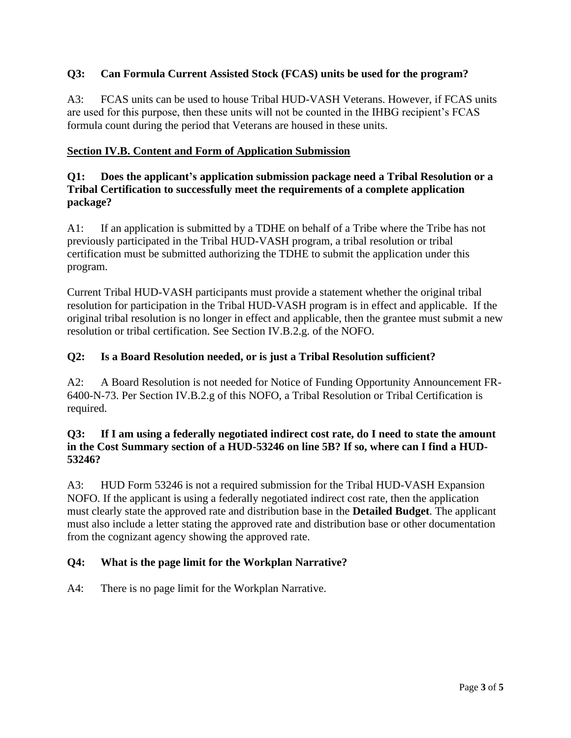**Q3: Can Formula Current Assisted Stock (FCAS) units be used for the program?**

A3: FCAS units can be used to house Tribal HUD-VASH Veterans. However, if FCAS units are used for this purpose, then these units will not be counted in the IHBG recipient's FCAS formula count during the period that Veterans are housed in these units.

## Section IV.B. Content and Form of Application Submission

**Q1: Does the applicant's application submission package need a Tribal Resolution or a Tribal Certification to successfully meet the requirements of a complete application package?**

A1: If an application is submitted by a TDHE on behalf of a Tribe where the Tribe has not previously participated in the Tribal HUD-VASH program, a tribal resolution or tribal certification must be submitted authorizing the TDHE to submit the application under this program.

Current Tribal HUD-VASH participants must provide a statement whether the original tribal resolution for participation in the Tribal HUD-VASH program is in effect and applicable. If the original tribal resolution is no longer in effect and applicable, then the grantee must submit a new resolution or tribal certification. See Section IV.B.2.g. of the NOFO.

**Q2: Is a Board Resolution needed, or is just a Tribal Resolution sufficient?**

A2: A Board Resolution is not needed for Notice of Funding Opportunity Announcement FR-6400-N-73. Per Section IV.B.2.g of this NOFO, a Tribal Resolution or Tribal Certification is required.

**Q3: If I am using a federally negotiated indirect cost rate, do I need to state the amount in the Cost Summary section of a HUD-53246 on line 5B? If so, where can I find a HUD-53246?**

A3: HUD Form 53246 is not a required submission for the Tribal HUD-VASH Expansion NOFO. If the applicant is using a federally negotiated indirect cost rate, then the application must clearly state the approved rate and distribution base in the **Detailed Budget**. The applicant must also include a letter stating the approved rate and distribution base or other documentation from the cognizant agency showing the approved rate.

**Q4: What is the page limit for the Workplan Narrative?**

A4: There is no page limit for the Workplan Narrative.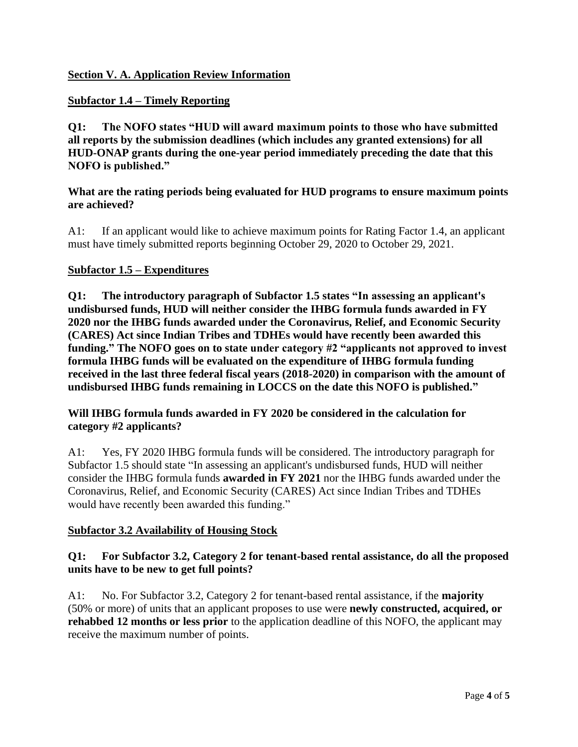## Section V. A. Application Review Information

### Subfactor 1.4 – Timely Reporting

**Q1: The NOFO states "HUD will award maximum points to those who have submitted all reports by the submission deadlines (which includes any granted extensions) for all HUD-ONAP grants during the one-year period immediately preceding the date that this NOFO is published."**

**What are the rating periods being evaluated for HUD programs to ensure maximum points are achieved?**

A1: If an applicant would like to achieve maximum points for Rating Factor 1.4, an applicant must have timely submitted reports beginning October 29, 2020 to October 29, 2021.

### Subfactor 1.5 – Expenditures

**Q1: The introductory paragraph of Subfactor 1.5 states "In assessing an applicant's undisbursed funds, HUD will neither consider the IHBG formula funds awarded in FY 2020 nor the IHBG funds awarded under the Coronavirus, Relief, and Economic Security (CARES) Act since Indian Tribes and TDHEs would have recently been awarded this funding." The NOFO goes on to state under category #2 "applicants not approved to invest formula IHBG funds will be evaluated on the expenditure of IHBG formula funding received in the last three federal fiscal years (2018-2020) in comparison with the amount of undisbursed IHBG funds remaining in LOCCS on the date this NOFO is published."**

**Will IHBG formula funds awarded in FY 2020 be considered in the calculation for category #2 applicants?**

A1: Yes, FY 2020 IHBG formula funds will be considered. The introductory paragraph for Subfactor 1.5 should state "In assessing an applicant's undisbursed funds, HUD will neither consider the IHBG formula funds **awarded in FY 2021** nor the IHBG funds awarded under the Coronavirus, Relief, and Economic Security (CARES) Act since Indian Tribes and TDHEs would have recently been awarded this funding."

### Subfactor 3.2 Availability of Housing Stock

**Q1: For Subfactor 3.2, Category 2 for tenant-based rental assistance, do all the proposed units have to be new to get full points?**

A1: No. For Subfactor 3.2, Category 2 for tenant-based rental assistance, if the **majority** (50% or more) of units that an applicant proposes to use were **newly constructed, acquired, or rehabbed 12 months or less prior** to the application deadline of this NOFO, the applicant may receive the maximum number of points.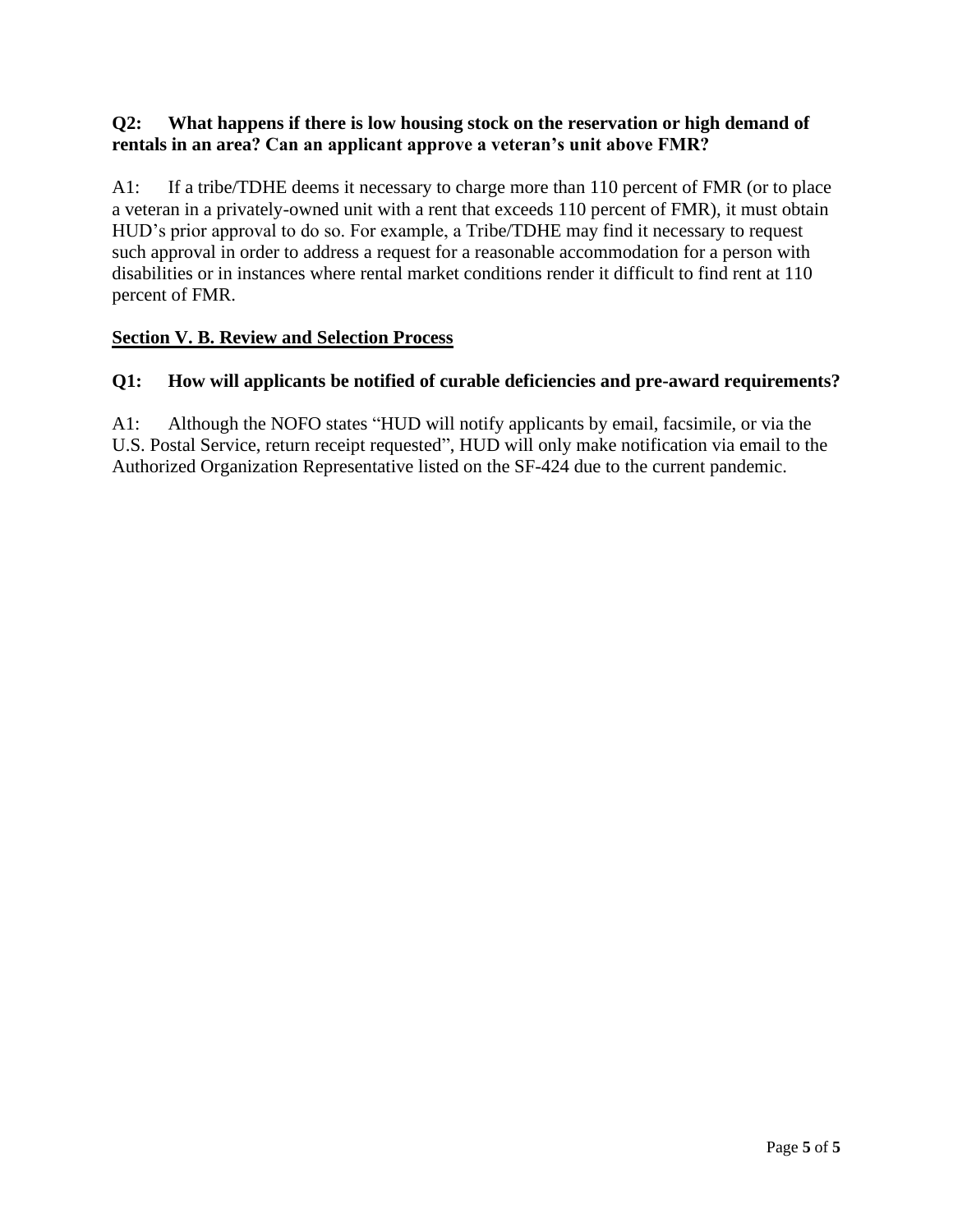**Q2: What happens if there is low housing stock on the reservation or high demand of rentals in an area? Can an applicant approve a veteran's unit above FMR?**

A1: If a tribe/TDHE deems it necessary to charge more than 110 percent of FMR (or to place a veteran in a privately-owned unit with a rent that exceeds 110 percent of FMR), it must obtain HUD's prior approval to do so. For example, a Tribe/TDHE may find it necessary to request such approval in order to address a request for a reasonable accommodation for a person with disabilities or in instances where rental market conditions render it difficult to find rent at 110 percent of FMR.

## Section V. B. Review and Selection Process

**Q1: How will applicants be notified of curable deficiencies and pre-award requirements?**

A1: Although the NOFO states "HUD will notify applicants by email, facsimile, or via the U.S. Postal Service, return receipt requested", HUD will only make notification via email to the Authorized Organization Representative listed on the SF-424 due to the current pandemic.